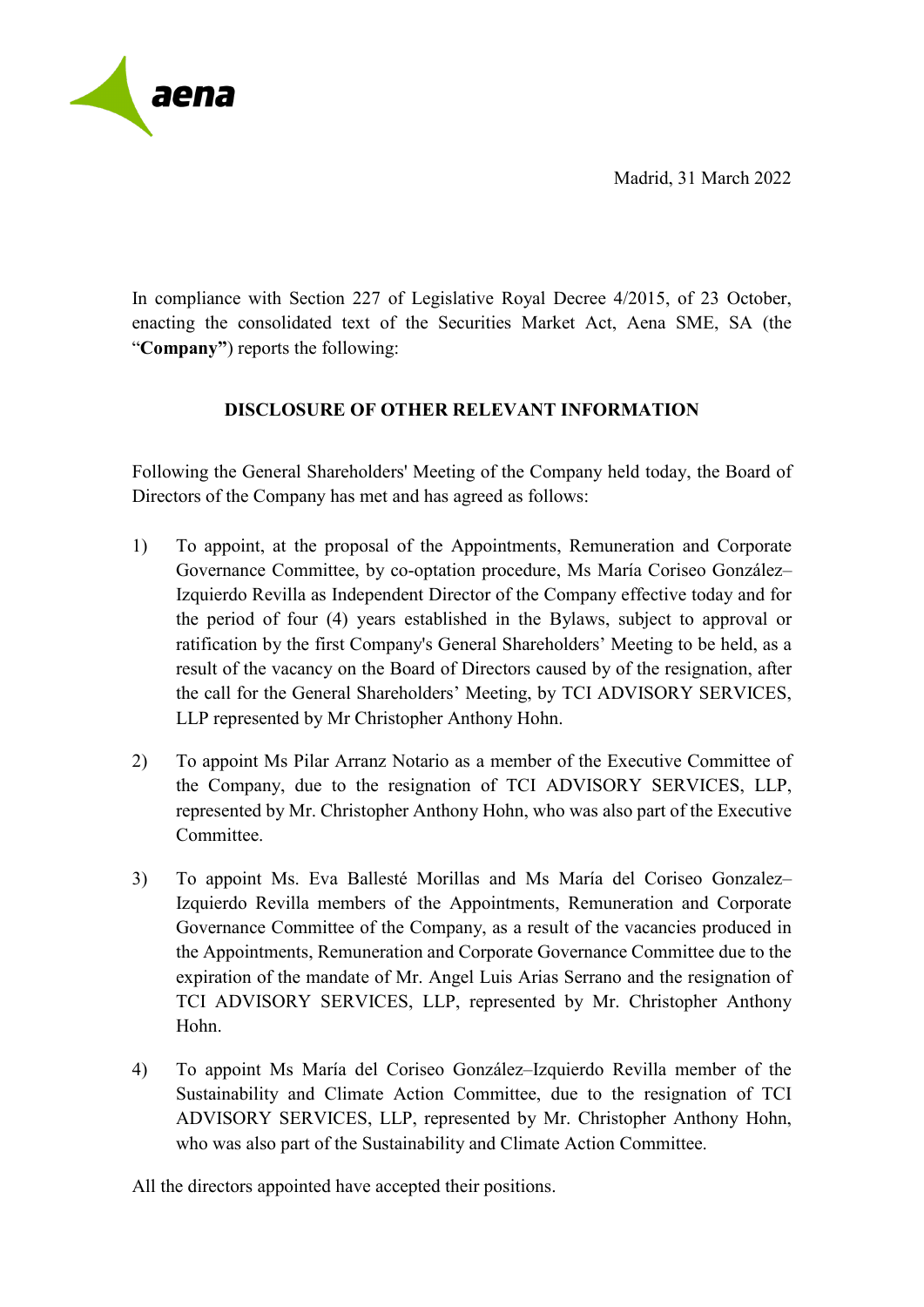Madrid, 31 March 2022

In compliance with Section 227 of Legislative Royal Decree 4/2015, of 23 October, enacting the consolidated text of the Securities Market Act, Aena SME, SA (the "**Company"**) reports the following:

**DISCLOSURE OF OTHER RELEVANT INFORMATION**

Following the General Shareholders' Meeting of the Company held today, the Board of Directors of the Company has met and has agreed as follows:

1) To appoint, at the proposal of the Appointments, Remuneration and Corporate Governance Committee, by co-optation procedure, Ms María Coriseo González–Izquierdo Revilla as Independent Director of the Company effective today and for the period of four (4) years established in the Bylaws, subject to approval or ratification by the first Company's General Shareholders' Meeting to be held, as a result of the vacancy on the Board of Directors caused by of the resignation, after the call for the General Shareholders' Meeting, by TCI ADVISORY SERVICES, LLP represented by Mr Christopher Anthony Hohn.

2) To appoint Ms Pilar Arranz Notario as a member of the Executive Committee of the Company, due to the resignation of TCI ADVISORY SERVICES, LLP, represented by Mr. Christopher Anthony Hohn, who was also part of the Executive Committee.

3) To appoint Ms. Eva Ballesté Morillas and Ms María del Coriseo Gonzalez–Izquierdo Revilla members of the Appointments, Remuneration and Corporate Governance Committee of the Company, as a result of the vacancies produced in the Appointments, Remuneration and Corporate Governance Committee due to the expiration of the mandate of Mr. Angel Luis Arias Serrano and the resignation of TCI ADVISORY SERVICES, LLP, represented by Mr. Christopher Anthony Hohn.

4) To appoint Ms María del Coriseo González–Izquierdo Revilla member of the Sustainability and Climate Action Committee, due to the resignation of TCI ADVISORY SERVICES, LLP, represented by Mr. Christopher Anthony Hohn, who was also part of the Sustainability and Climate Action Committee.

All the directors appointed have accepted their positions.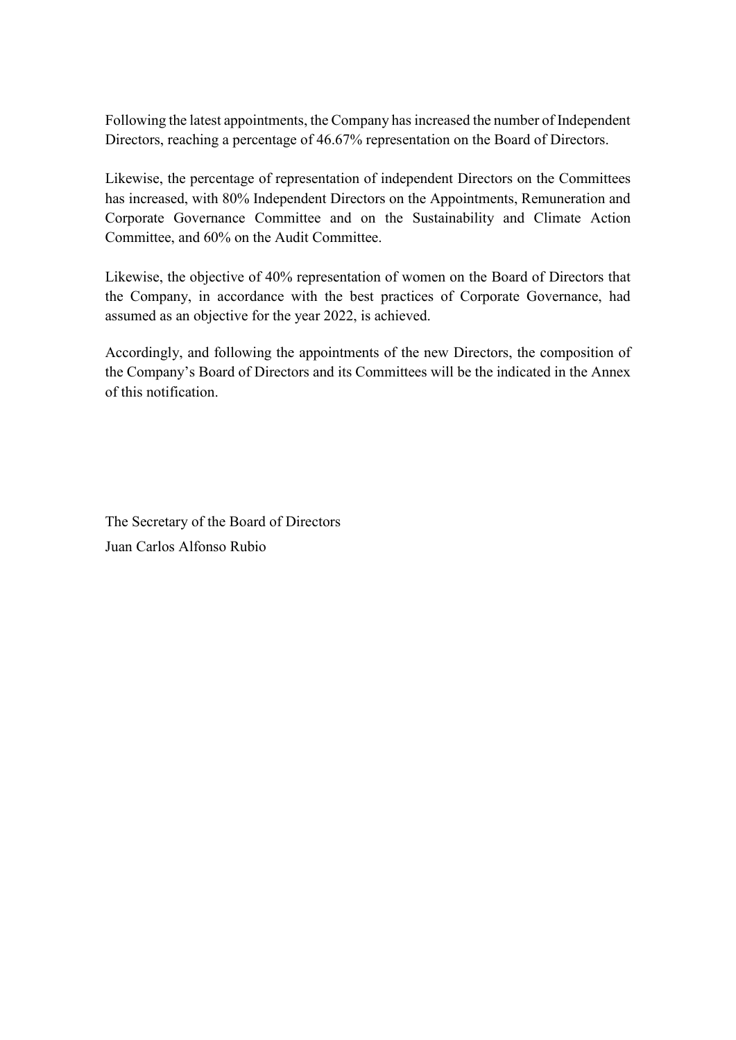Following the latest appointments, the Company has increased the number of Independent Directors, reaching a percentage of 46.67% representation on the Board of Directors.

Likewise, the percentage of representation of independent Directors on the Committees has increased, with 80% Independent Directors on the Appointments, Remuneration and Corporate Governance Committee and on the Sustainability and Climate Action Committee, and 60% on the Audit Committee.

Likewise, the objective of 40% representation of women on the Board of Directors that the Company, in accordance with the best practices of Corporate Governance, had assumed as an objective for the year 2022, is achieved.

Accordingly, and following the appointments of the new Directors, the composition of the Company's Board of Directors and its Committees will be the indicated in the Annex of this notification.

The Secretary of the Board of Directors
Juan Carlos Alfonso Rubio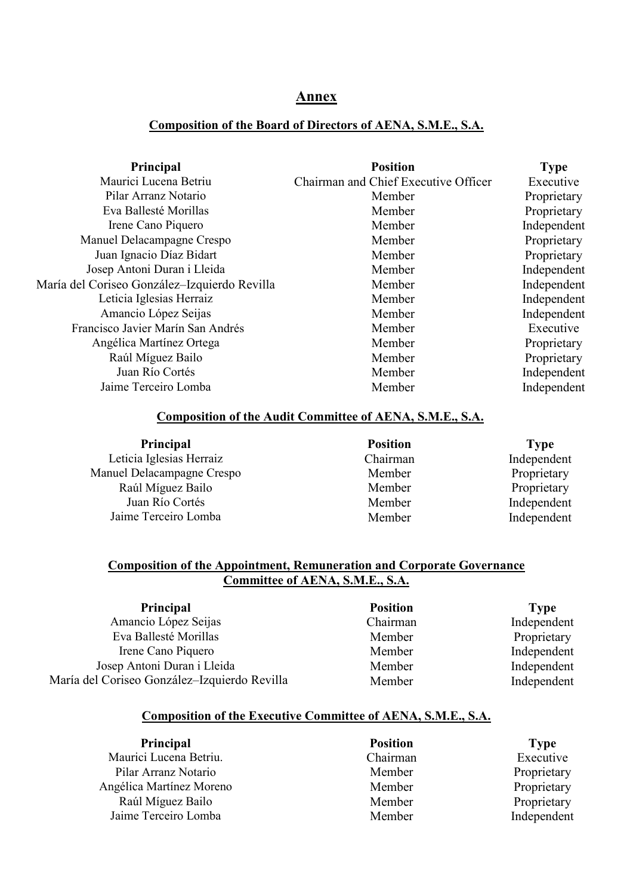# Annex

## Composition of the Board of Directors of AENA, S.M.E., S.A.

| Principal | Position | Type |
| --- | --- | --- |
| Maurici Lucena Betriu | Chairman and Chief Executive Officer | Executive |
| Pilar Arranz Notario | Member | Proprietary |
| Eva Ballesté Morillas | Member | Proprietary |
| Irene Cano Piquero | Member | Independent |
| Manuel Delacampagne Crespo | Member | Proprietary |
| Juan Ignacio Díaz Bidart | Member | Proprietary |
| Josep Antoni Duran i Lleida | Member | Independent |
| María del Coriseo González–Izquierdo Revilla | Member | Independent |
| Leticia Iglesias Herraiz | Member | Independent |
| Amancio López Seijas | Member | Independent |
| Francisco Javier Marín San Andrés | Member | Executive |
| Angélica Martínez Ortega | Member | Proprietary |
| Raúl Míguez Bailo | Member | Proprietary |
| Juan Río Cortés | Member | Independent |
| Jaime Terceiro Lomba | Member | Independent |

## Composition of the Audit Committee of AENA, S.M.E., S.A.

| Principal | Position | Type |
| --- | --- | --- |
| Leticia Iglesias Herraiz | Chairman | Independent |
| Manuel Delacampagne Crespo | Member | Proprietary |
| Raúl Míguez Bailo | Member | Proprietary |
| Juan Río Cortés | Member | Independent |
| Jaime Terceiro Lomba | Member | Independent |

## Composition of the Appointment, Remuneration and Corporate Governance Committee of AENA, S.M.E., S.A.

| Principal | Position | Type |
| --- | --- | --- |
| Amancio López Seijas | Chairman | Independent |
| Eva Ballesté Morillas | Member | Proprietary |
| Irene Cano Piquero | Member | Independent |
| Josep Antoni Duran i Lleida | Member | Independent |
| María del Coriseo González–Izquierdo Revilla | Member | Independent |

## Composition of the Executive Committee of AENA, S.M.E., S.A.

| Principal | Position | Type |
| --- | --- | --- |
| Maurici Lucena Betriu. | Chairman | Executive |
| Pilar Arranz Notario | Member | Proprietary |
| Angélica Martínez Moreno | Member | Proprietary |
| Raúl Míguez Bailo | Member | Proprietary |
| Jaime Terceiro Lomba | Member | Independent |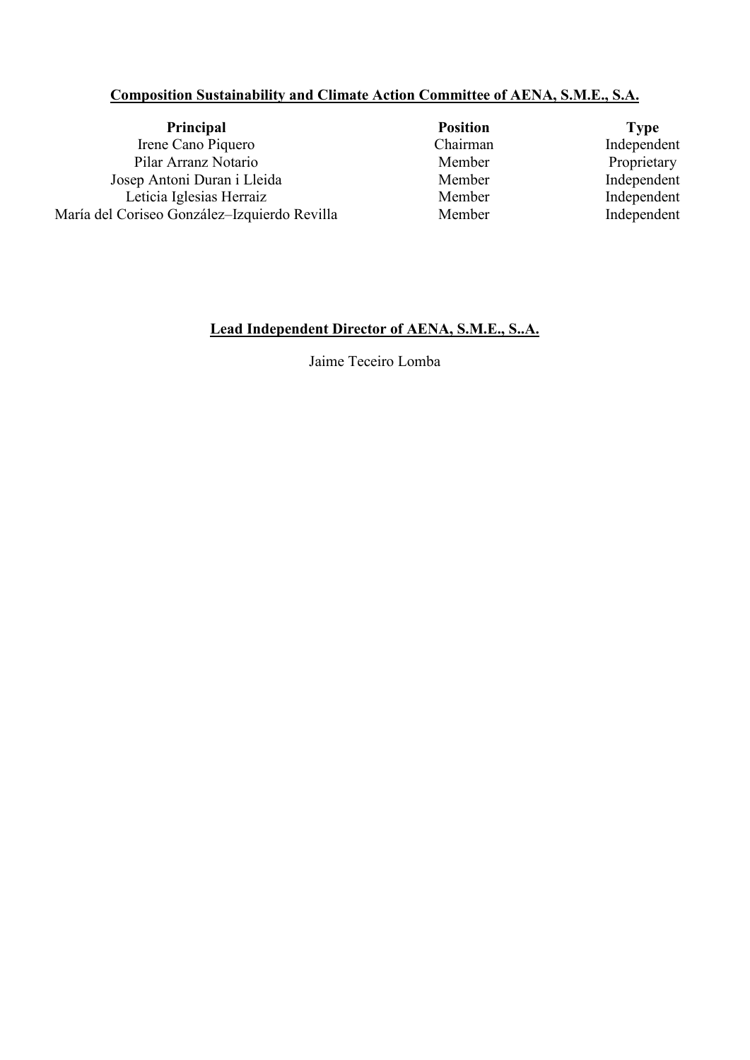**Composition Sustainability and Climate Action Committee of AENA, S.M.E., S.A.**

| Principal | Position | Type |
| --- | --- | --- |
| Irene Cano Piquero | Chairman | Independent |
| Pilar Arranz Notario | Member | Proprietary |
| Josep Antoni Duran i Lleida | Member | Independent |
| Leticia Iglesias Herraiz | Member | Independent |
| María del Coriseo González–Izquierdo Revilla | Member | Independent |

**Lead Independent Director of AENA, S.M.E., S..A.**

Jaime Teceiro Lomba